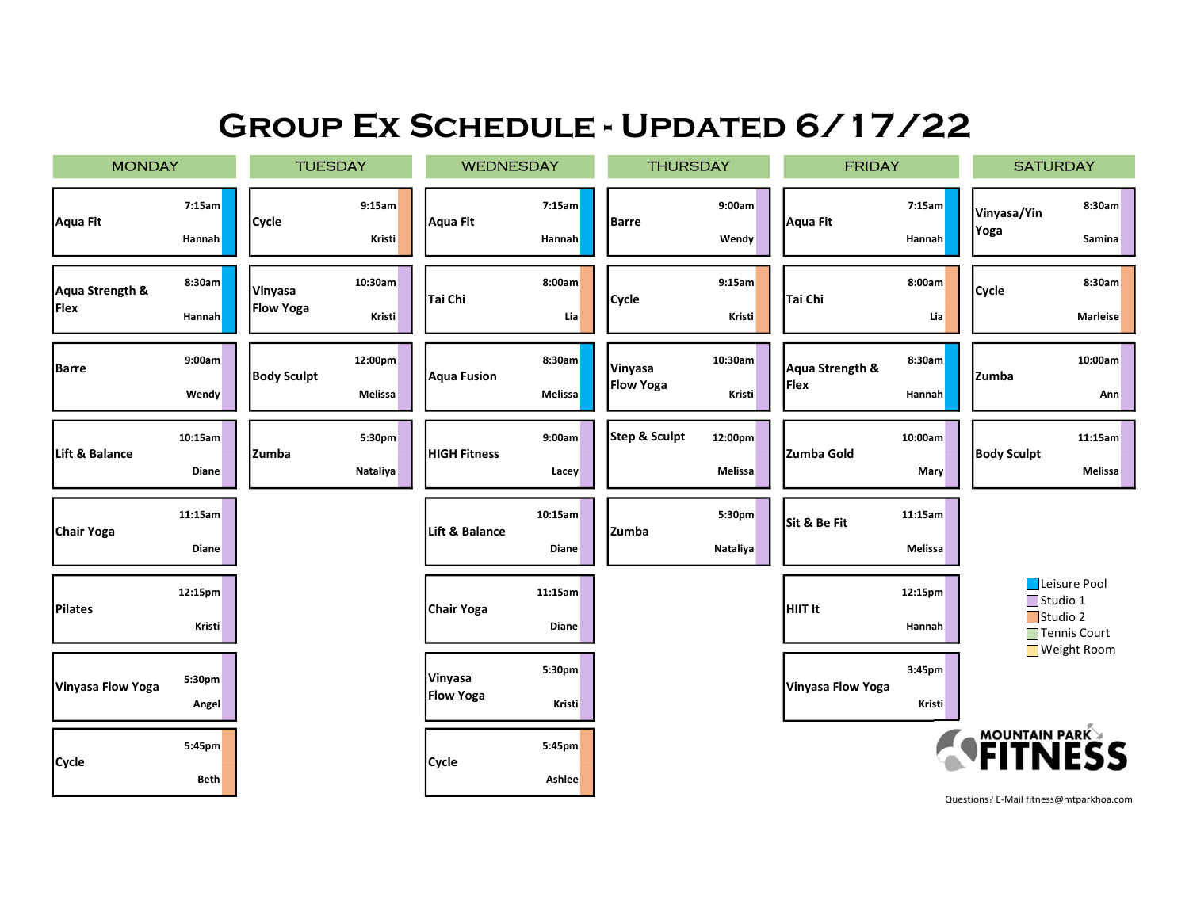# Group Ex Schedule - Updated 6/17/22

| MONDAY | TUESDAY | WEDNESDAY | THURSDAY | FRIDAY | SATURDAY |
| --- | --- | --- | --- | --- | --- |
| Aqua Fit 7:15am Hannah | Cycle 9:15am Kristi | Aqua Fit 7:15am Hannah | Barre 9:00am Wendy | Aqua Fit 7:15am Hannah | Vinyasa/Yin Yoga 8:30am Samina |
| Aqua Strength & Flex 8:30am Hannah | Vinyasa Flow Yoga 10:30am Kristi | Tai Chi 8:00am Lia | Cycle 9:15am Kristi | Tai Chi 8:00am Lia | Cycle 8:30am Marleise |
| Barre 9:00am Wendy | Body Sculpt 12:00pm Melissa | Aqua Fusion 8:30am Melissa | Vinyasa Flow Yoga 10:30am Kristi | Aqua Strength & Flex 8:30am Hannah | Zumba 10:00am Ann |
| Lift & Balance 10:15am Diane | Zumba 5:30pm Nataliya | HIGH Fitness 9:00am Lacey | Step & Sculpt 12:00pm Melissa | Zumba Gold 10:00am Mary | Body Sculpt 11:15am Melissa |
| Chair Yoga 11:15am Diane | | Lift & Balance 10:15am Diane | Zumba 5:30pm Nataliya | Sit & Be Fit 11:15am Melissa | |
| Pilates 12:15pm Kristi | | Chair Yoga 11:15am Diane | | HIIT It 12:15pm Hannah | |
| Vinyasa Flow Yoga 5:30pm Angel | | Vinyasa Flow Yoga 5:30pm Kristi | | Vinyasa Flow Yoga 3:45pm Kristi | |
| Cycle 5:45pm Beth | | Cycle 5:45pm Ashlee | | | |

- Leisure Pool
- Studio 1
- Studio 2
- Tennis Court
- Weight Room

MOUNTAIN PARK FITNESS

Questions? E-Mail fitness@mtparkhoa.com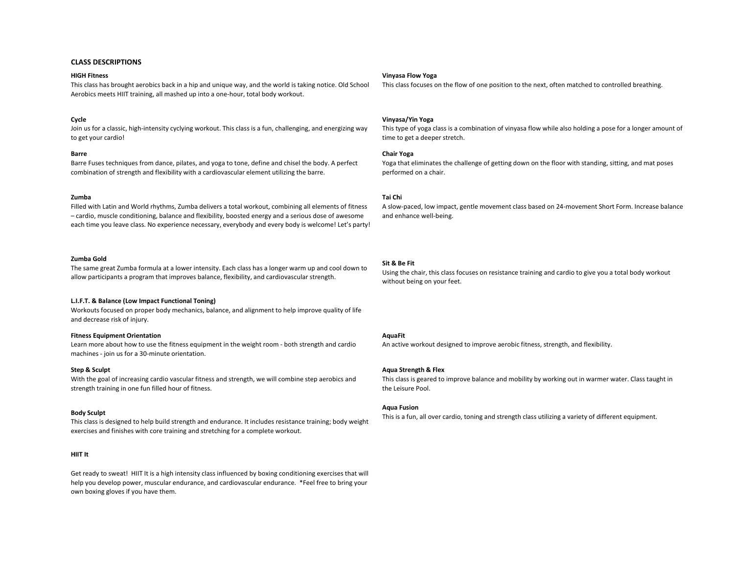## CLASS DESCRIPTIONS

**HIGH Fitness**
This class has brought aerobics back in a hip and unique way, and the world is taking notice. Old School Aerobics meets HIIT training, all mashed up into a one-hour, total body workout.

**Cycle**
Join us for a classic, high-intensity cyclying workout. This class is a fun, challenging, and energizing way to get your cardio!

**Barre**
Barre Fuses techniques from dance, pilates, and yoga to tone, define and chisel the body. A perfect combination of strength and flexibility with a cardiovascular element utilizing the barre.

**Zumba**
Filled with Latin and World rhythms, Zumba delivers a total workout, combining all elements of fitness – cardio, muscle conditioning, balance and flexibility, boosted energy and a serious dose of awesome each time you leave class. No experience necessary, everybody and every body is welcome! Let's party!

**Zumba Gold**
The same great Zumba formula at a lower intensity. Each class has a longer warm up and cool down to allow participants a program that improves balance, flexibility, and cardiovascular strength.

**L.I.F.T. & Balance (Low Impact Functional Toning)**
Workouts focused on proper body mechanics, balance, and alignment to help improve quality of life and decrease risk of injury.

**Fitness Equipment Orientation**
Learn more about how to use the fitness equipment in the weight room - both strength and cardio machines - join us for a 30-minute orientation.

**Step & Sculpt**
With the goal of increasing cardio vascular fitness and strength, we will combine step aerobics and strength training in one fun filled hour of fitness.

**Body Sculpt**
This class is designed to help build strength and endurance. It includes resistance training; body weight exercises and finishes with core training and stretching for a complete workout.

**HIIT It**

Get ready to sweat! HIIT It is a high intensity class influenced by boxing conditioning exercises that will help you develop power, muscular endurance, and cardiovascular endurance. *Feel free to bring your own boxing gloves if you have them.

**Vinyasa Flow Yoga**
This class focuses on the flow of one position to the next, often matched to controlled breathing.

**Vinyasa/Yin Yoga**
This type of yoga class is a combination of vinyasa flow while also holding a pose for a longer amount of time to get a deeper stretch.

**Chair Yoga**
Yoga that eliminates the challenge of getting down on the floor with standing, sitting, and mat poses performed on a chair.

**Tai Chi**
A slow-paced, low impact, gentle movement class based on 24-movement Short Form. Increase balance and enhance well-being.

**Sit & Be Fit**
Using the chair, this class focuses on resistance training and cardio to give you a total body workout without being on your feet.

**AquaFit**
An active workout designed to improve aerobic fitness, strength, and flexibility.

**Aqua Strength & Flex**
This class is geared to improve balance and mobility by working out in warmer water. Class taught in the Leisure Pool.

**Aqua Fusion**
This is a fun, all over cardio, toning and strength class utilizing a variety of different equipment.